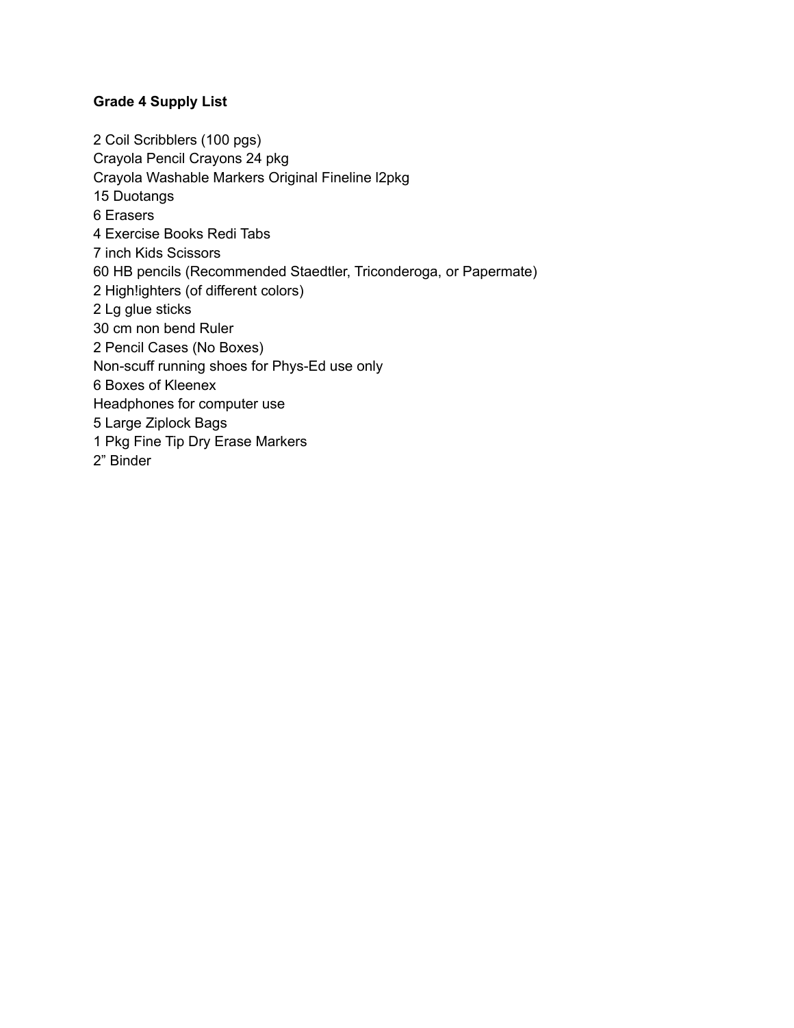**Grade 4 Supply List**

2 Coil Scribblers (100 pgs)
Crayola Pencil Crayons 24 pkg
Crayola Washable Markers Original Fineline l2pkg
15 Duotangs
6 Erasers
4 Exercise Books Redi Tabs
7 inch Kids Scissors
60 HB pencils (Recommended Staedtler, Triconderoga, or Papermate)
2 High!ighters (of different colors)
2 Lg glue sticks
30 cm non bend Ruler
2 Pencil Cases (No Boxes)
Non-scuff running shoes for Phys-Ed use only
6 Boxes of Kleenex
Headphones for computer use
5 Large Ziplock Bags
1 Pkg Fine Tip Dry Erase Markers
2” Binder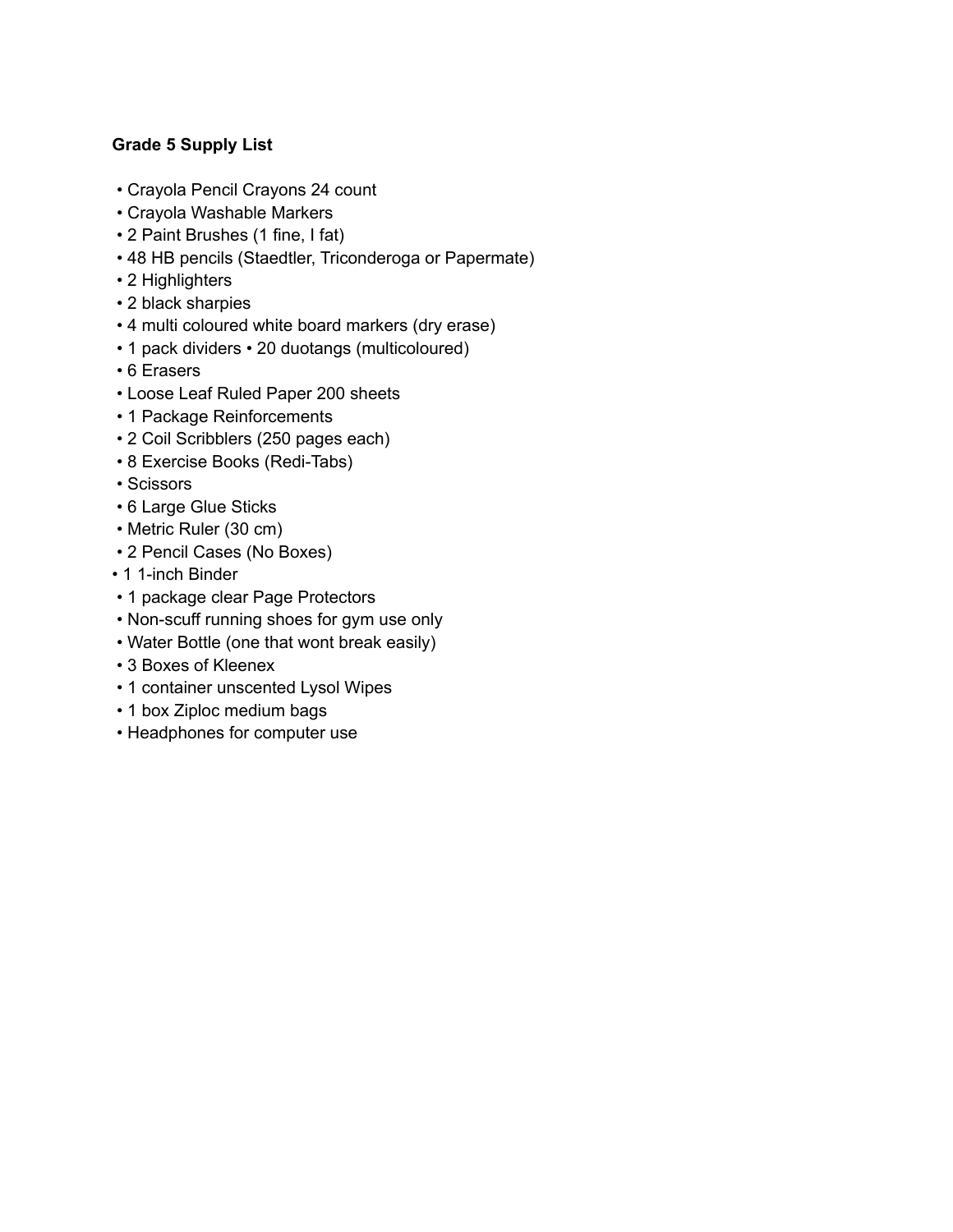**Grade 5 Supply List**

- Crayola Pencil Crayons 24 count
- Crayola Washable Markers
- 2 Paint Brushes (1 fine, I fat)
- 48 HB pencils (Staedtler, Triconderoga or Papermate)
- 2 Highlighters
- 2 black sharpies
- 4 multi coloured white board markers (dry erase)
- 1 pack dividers • 20 duotangs (multicoloured)
- 6 Erasers
- Loose Leaf Ruled Paper 200 sheets
- 1 Package Reinforcements
- 2 Coil Scribblers (250 pages each)
- 8 Exercise Books (Redi-Tabs)
- Scissors
- 6 Large Glue Sticks
- Metric Ruler (30 cm)
- 2 Pencil Cases (No Boxes)
- 1 1-inch Binder
- 1 package clear Page Protectors
- Non-scuff running shoes for gym use only
- Water Bottle (one that wont break easily)
- 3 Boxes of Kleenex
- 1 container unscented Lysol Wipes
- 1 box Ziploc medium bags
- Headphones for computer use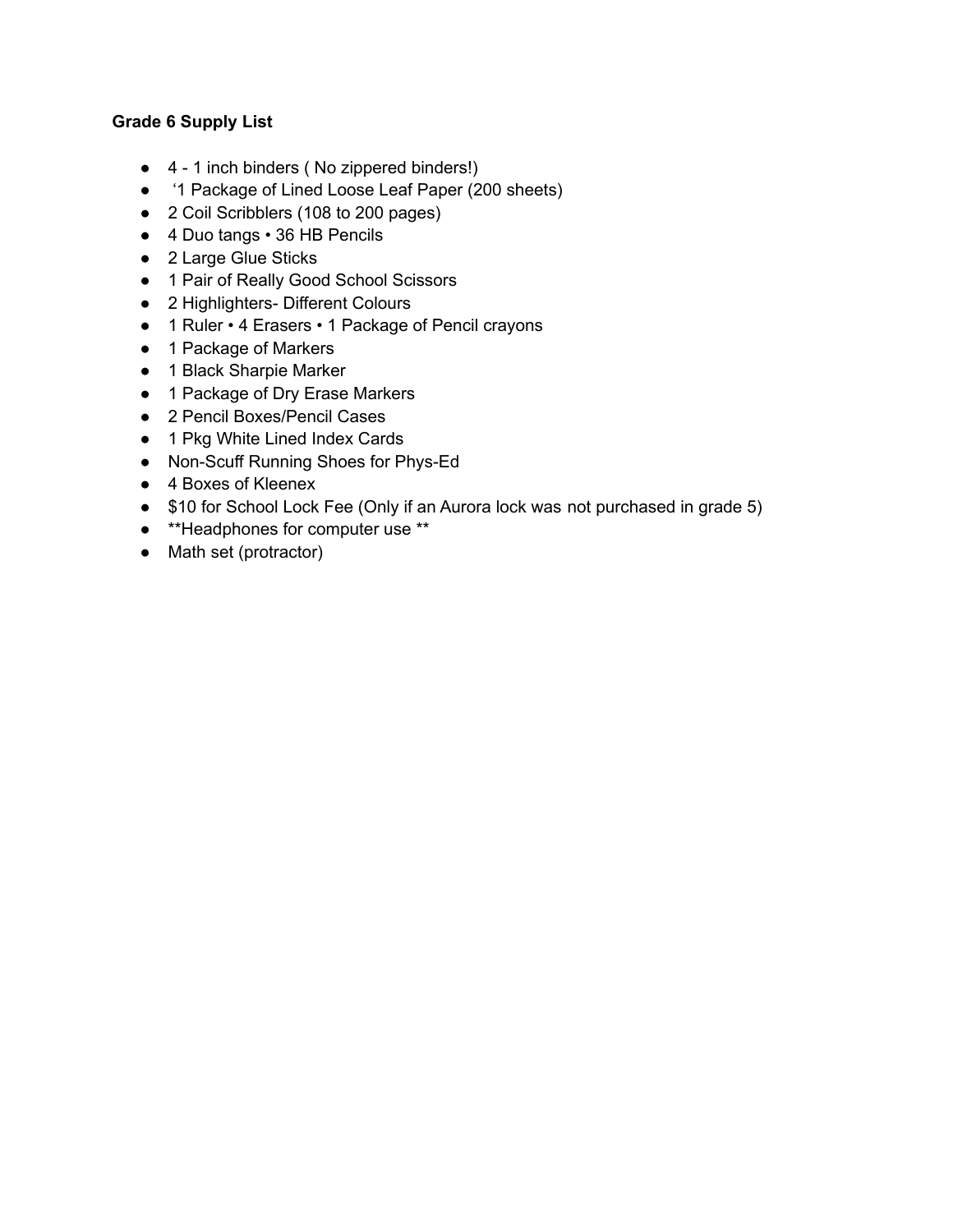**Grade 6 Supply List**

- 4 - 1 inch binders ( No zippered binders!)
- '1 Package of Lined Loose Leaf Paper (200 sheets)
- 2 Coil Scribblers (108 to 200 pages)
- 4 Duo tangs • 36 HB Pencils
- 2 Large Glue Sticks
- 1 Pair of Really Good School Scissors
- 2 Highlighters- Different Colours
- 1 Ruler • 4 Erasers • 1 Package of Pencil crayons
- 1 Package of Markers
- 1 Black Sharpie Marker
- 1 Package of Dry Erase Markers
- 2 Pencil Boxes/Pencil Cases
- 1 Pkg White Lined Index Cards
- Non-Scuff Running Shoes for Phys-Ed
- 4 Boxes of Kleenex
- $10 for School Lock Fee (Only if an Aurora lock was not purchased in grade 5)
- **Headphones for computer use **
- Math set (protractor)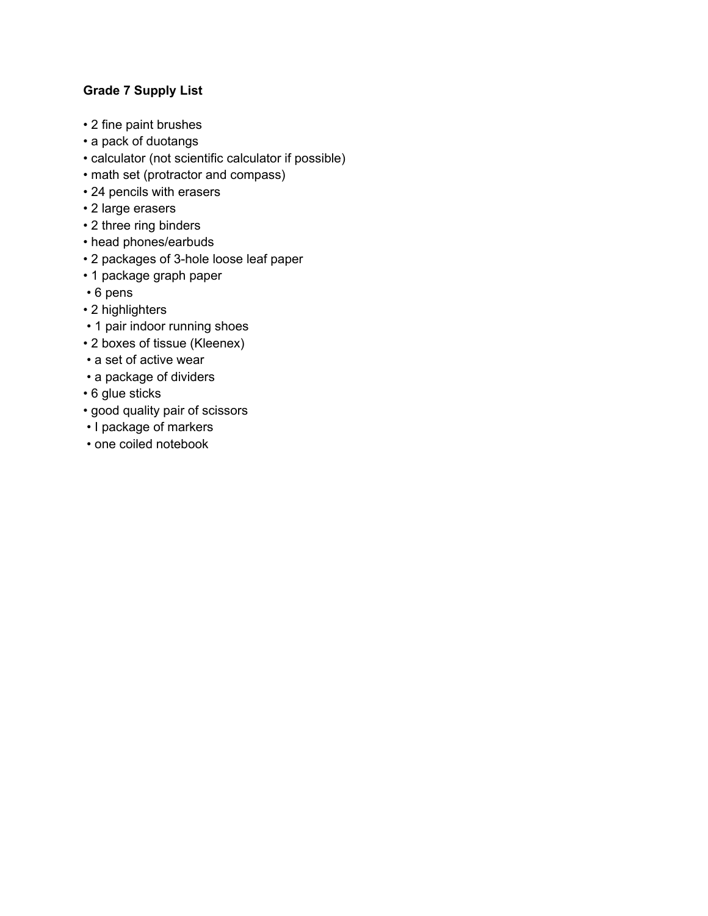**Grade 7 Supply List**

- 2 fine paint brushes
- a pack of duotangs
- calculator (not scientific calculator if possible)
- math set (protractor and compass)
- 24 pencils with erasers
- 2 large erasers
- 2 three ring binders
- head phones/earbuds
- 2 packages of 3-hole loose leaf paper
- 1 package graph paper
- 6 pens
- 2 highlighters
- 1 pair indoor running shoes
- 2 boxes of tissue (Kleenex)
- a set of active wear
- a package of dividers
- 6 glue sticks
- good quality pair of scissors
- I package of markers
- one coiled notebook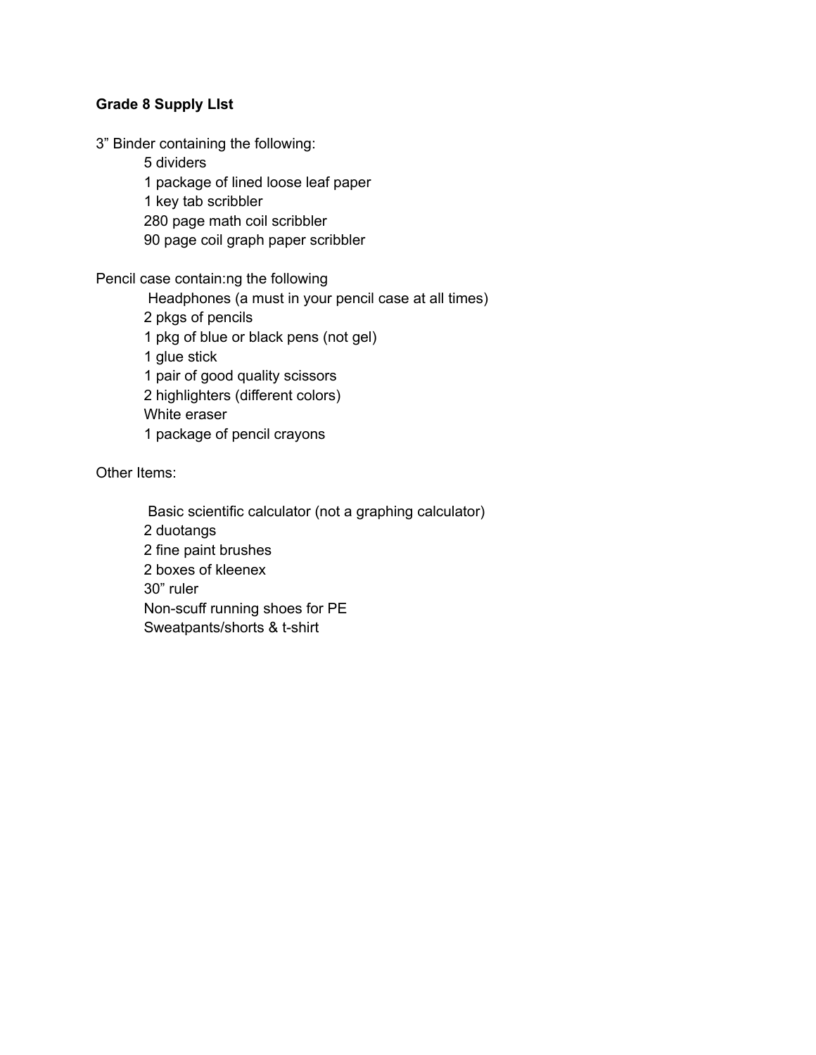**Grade 8 Supply LIst**

3” Binder containing the following:

- 5 dividers
- 1 package of lined loose leaf paper
- 1 key tab scribbler
- 280 page math coil scribbler
- 90 page coil graph paper scribbler

Pencil case contain:ng the following

- Headphones (a must in your pencil case at all times)
- 2 pkgs of pencils
- 1 pkg of blue or black pens (not gel)
- 1 glue stick
- 1 pair of good quality scissors
- 2 highlighters (different colors)
- White eraser
- 1 package of pencil crayons

Other Items:

- Basic scientific calculator (not a graphing calculator)
- 2 duotangs
- 2 fine paint brushes
- 2 boxes of kleenex
- 30” ruler
- Non-scuff running shoes for PE
- Sweatpants/shorts & t-shirt